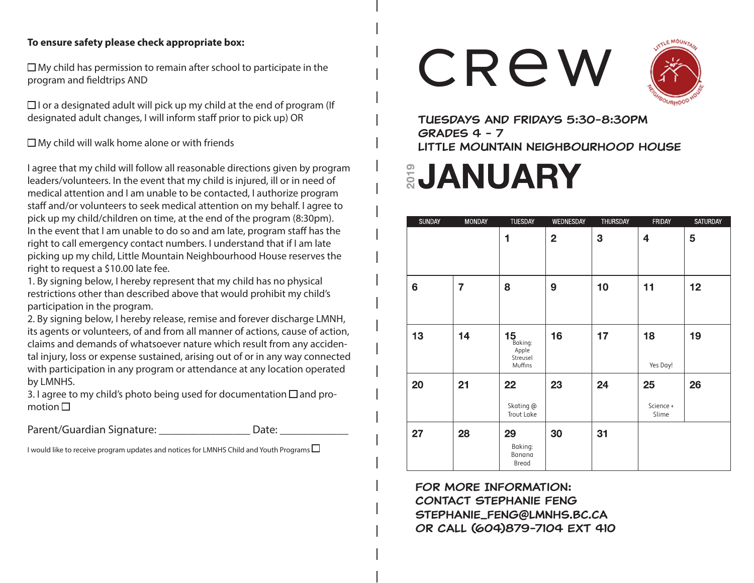**To ensure safety please check appropriate box:**

☐ My child has permission to remain after school to participate in the program and fieldtrips AND

☐ I or a designated adult will pick up my child at the end of program (If designated adult changes, I will inform staff prior to pick up) OR

☐ My child will walk home alone or with friends

I agree that my child will follow all reasonable directions given by program leaders/volunteers. In the event that my child is injured, ill or in need of medical attention and I am unable to be contacted, I authorize program staff and/or volunteers to seek medical attention on my behalf. I agree to pick up my child/children on time, at the end of the program (8:30pm). In the event that I am unable to do so and am late, program staff has the right to call emergency contact numbers. I understand that if I am late picking up my child, Little Mountain Neighbourhood House reserves the right to request a $10.00 late fee.

1. By signing below, I hereby represent that my child has no physical restrictions other than described above that would prohibit my child's participation in the program.
2. By signing below, I hereby release, remise and forever discharge LMNH, its agents or volunteers, of and from all manner of actions, cause of action, claims and demands of whatsoever nature which result from any accidental injury, loss or expense sustained, arising out of or in any way connected with participation in any program or attendance at any location operated by LMNHS.
3. I agree to my child's photo being used for documentation ☐ and promotion ☐

Parent/Guardian Signature: _________________ Date: _____________

I would like to receive program updates and notices for LMNHS Child and Youth Programs ☐

# CREW

Little Mountain Neighbourhood House

**TUESDAYS AND FRIDAYS 5:30-8:30PM**
**GRADES 4 - 7**
**LITTLE MOUNTAIN NEIGHBOURHOOD HOUSE**

## 2019 JANUARY

| SUNDAY | MONDAY | TUESDAY | WEDNESDAY | THURSDAY | FRIDAY | SATURDAY |
|---|---|---|---|---|---|---|
| | | 1 | 2 | 3 | 4 | 5 |
| 6 | 7 | 8 | 9 | 10 | 11 | 12 |
| 13 | 14 | 15 Baking: Apple Streusel Muffins | 16 | 17 | 18 Yes Day! | 19 |
| 20 | 21 | 22 Skating @ Trout Lake | 23 | 24 | 25 Science + Slime | 26 |
| 27 | 28 | 29 Baking: Banana Bread | 30 | 31 | | |

**FOR MORE INFORMATION:**
**CONTACT STEPHANIE FENG**
**STEPHANIE_FENG@LMNHS.BC.CA**
**OR CALL (604)879-7104 EXT 410**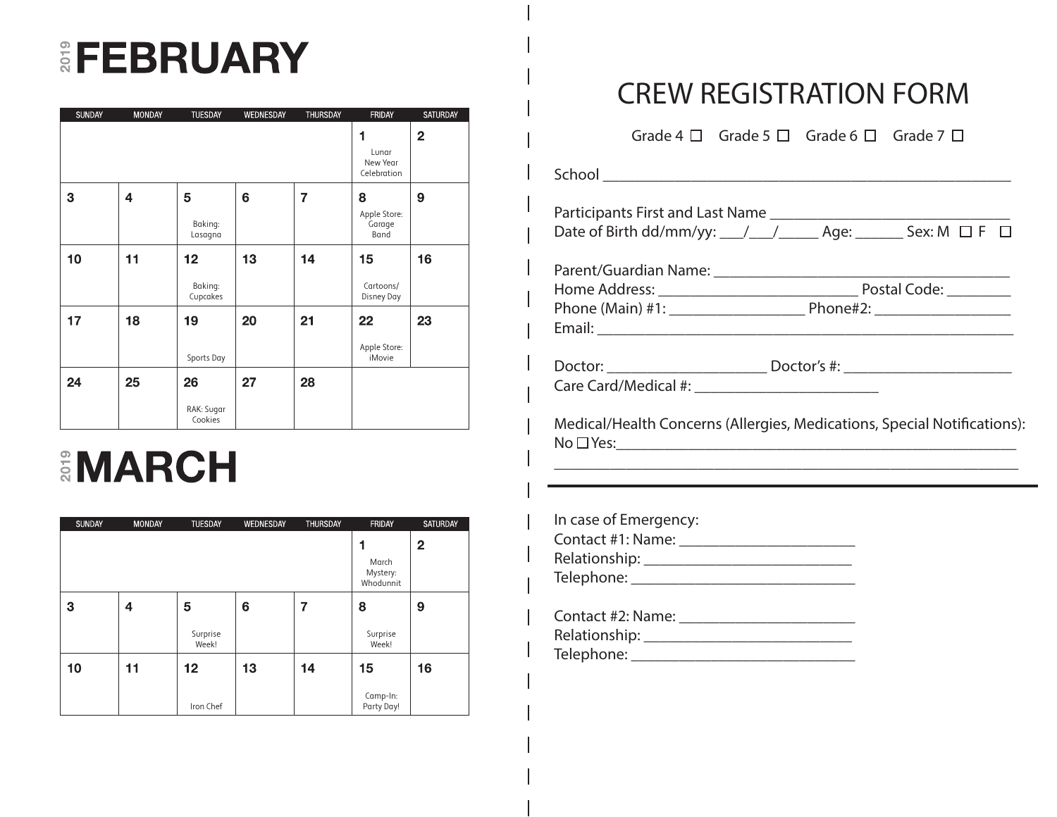# 2019 FEBRUARY

| SUNDAY | MONDAY | TUESDAY | WEDNESDAY | THURSDAY | FRIDAY | SATURDAY |
|---|---|---|---|---|---|---|
| | | | | | 1 Lunar New Year Celebration | 2 |
| 3 | 4 | 5 Baking: Lasagna | 6 | 7 | 8 Apple Store: Garage Band | 9 |
| 10 | 11 | 12 Baking: Cupcakes | 13 | 14 | 15 Cartoons/ Disney Day | 16 |
| 17 | 18 | 19 Sports Day | 20 | 21 | 22 Apple Store: iMovie | 23 |
| 24 | 25 | 26 RAK: Sugar Cookies | 27 | 28 | | |

# 2019 MARCH

| SUNDAY | MONDAY | TUESDAY | WEDNESDAY | THURSDAY | FRIDAY | SATURDAY |
|---|---|---|---|---|---|---|
| | | | | | 1 March Mystery: Whodunnit | 2 |
| 3 | 4 | 5 Surprise Week! | 6 | 7 | 8 Surprise Week! | 9 |
| 10 | 11 | 12 Iron Chef | 13 | 14 | 15 Camp-In: Party Day! | 16 |

# CREW REGISTRATION FORM

Grade 4 ☐ Grade 5 ☐ Grade 6 ☐ Grade 7 ☐

School ______________________________________________

Participants First and Last Name ___________________________
Date of Birth dd/mm/yy: ___/___/_____ Age: ______ Sex: M ☐ F ☐

Parent/Guardian Name: ______________________________
Home Address: ________________________ Postal Code: ________
Phone (Main) #1: _________________ Phone#2: _________________
Email: ______________________________________________

Doctor: ____________________ Doctor's #: _____________________
Care Card/Medical #: _______________________

Medical/Health Concerns (Allergies, Medications, Special Notifications):
No ☐ Yes:______________________________________________
______________________________________________________

---

In case of Emergency:
Contact #1: Name: ______________________
Relationship: __________________________
Telephone: _____________________________

Contact #2: Name: ______________________
Relationship: __________________________
Telephone: _____________________________